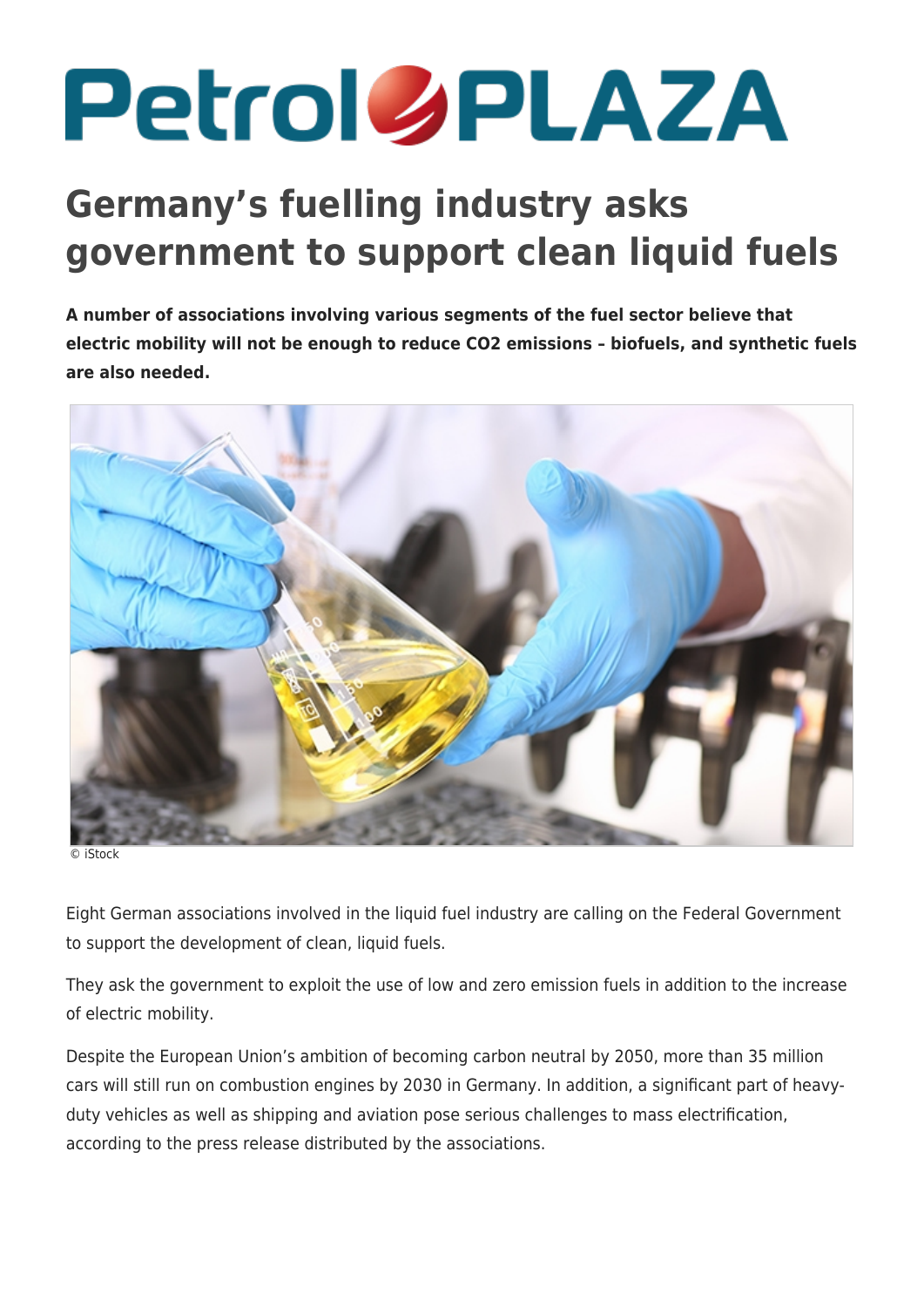# Germany's fuelling industry asks government to support clean liquid fuels

**A number of associations involving various segments of the fuel sector believe that electric mobility will not be enough to reduce CO2 emissions – biofuels, and synthetic fuels are also needed.**

© iStock

Eight German associations involved in the liquid fuel industry are calling on the Federal Government to support the development of clean, liquid fuels.

They ask the government to exploit the use of low and zero emission fuels in addition to the increase of electric mobility.

Despite the European Union's ambition of becoming carbon neutral by 2050, more than 35 million cars will still run on combustion engines by 2030 in Germany. In addition, a significant part of heavy-duty vehicles as well as shipping and aviation pose serious challenges to mass electrification, according to the press release distributed by the associations.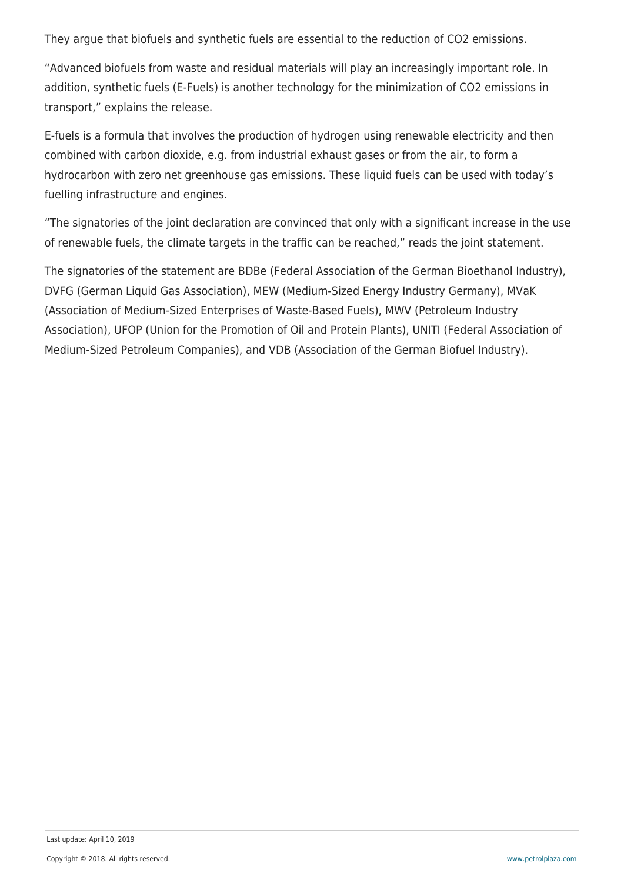They argue that biofuels and synthetic fuels are essential to the reduction of $CO_2$ emissions.

“Advanced biofuels from waste and residual materials will play an increasingly important role. In addition, synthetic fuels (E-Fuels) is another technology for the minimization of $CO_2$ emissions in transport,” explains the release.

E-fuels is a formula that involves the production of hydrogen using renewable electricity and then combined with carbon dioxide, e.g. from industrial exhaust gases or from the air, to form a hydrocarbon with zero net greenhouse gas emissions. These liquid fuels can be used with today’s fuelling infrastructure and engines.

“The signatories of the joint declaration are convinced that only with a significant increase in the use of renewable fuels, the climate targets in the traffic can be reached,” reads the joint statement.

The signatories of the statement are BDBe (Federal Association of the German Bioethanol Industry), DVFG (German Liquid Gas Association), MEW (Medium-Sized Energy Industry Germany), MVaK (Association of Medium-Sized Enterprises of Waste-Based Fuels), MWV (Petroleum Industry Association), UFOP (Union for the Promotion of Oil and Protein Plants), UNITI (Federal Association of Medium-Sized Petroleum Companies), and VDB (Association of the German Biofuel Industry).

Last update: April 10, 2019